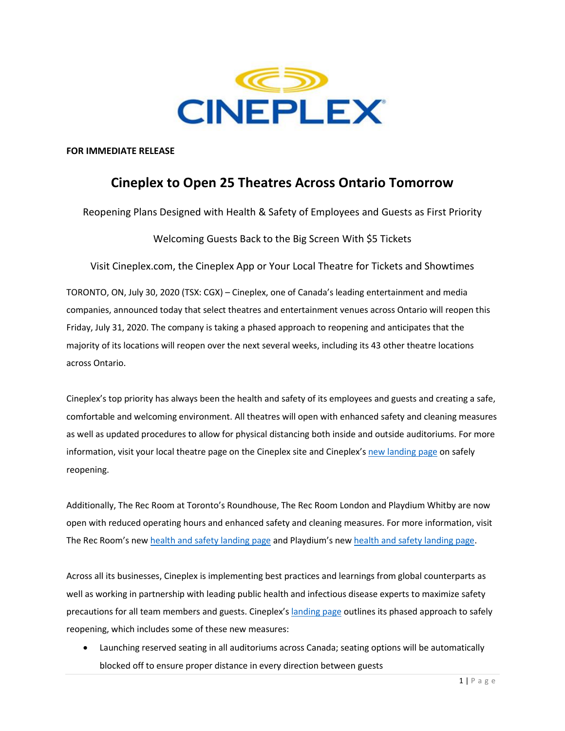**FOR IMMEDIATE RELEASE**

# Cineplex to Open 25 Theatres Across Ontario Tomorrow

Reopening Plans Designed with Health & Safety of Employees and Guests as First Priority

Welcoming Guests Back to the Big Screen With $5 Tickets

Visit Cineplex.com, the Cineplex App or Your Local Theatre for Tickets and Showtimes

TORONTO, ON, July 30, 2020 (TSX: CGX) – Cineplex, one of Canada's leading entertainment and media companies, announced today that select theatres and entertainment venues across Ontario will reopen this Friday, July 31, 2020. The company is taking a phased approach to reopening and anticipates that the majority of its locations will reopen over the next several weeks, including its 43 other theatre locations across Ontario.

Cineplex's top priority has always been the health and safety of its employees and guests and creating a safe, comfortable and welcoming environment. All theatres will open with enhanced safety and cleaning measures as well as updated procedures to allow for physical distancing both inside and outside auditoriums. For more information, visit your local theatre page on the Cineplex site and Cineplex's new landing page on safely reopening.

Additionally, The Rec Room at Toronto's Roundhouse, The Rec Room London and Playdium Whitby are now open with reduced operating hours and enhanced safety and cleaning measures. For more information, visit The Rec Room's new health and safety landing page and Playdium's new health and safety landing page.

Across all its businesses, Cineplex is implementing best practices and learnings from global counterparts as well as working in partnership with leading public health and infectious disease experts to maximize safety precautions for all team members and guests. Cineplex's landing page outlines its phased approach to safely reopening, which includes some of these new measures:

- Launching reserved seating in all auditoriums across Canada; seating options will be automatically blocked off to ensure proper distance in every direction between guests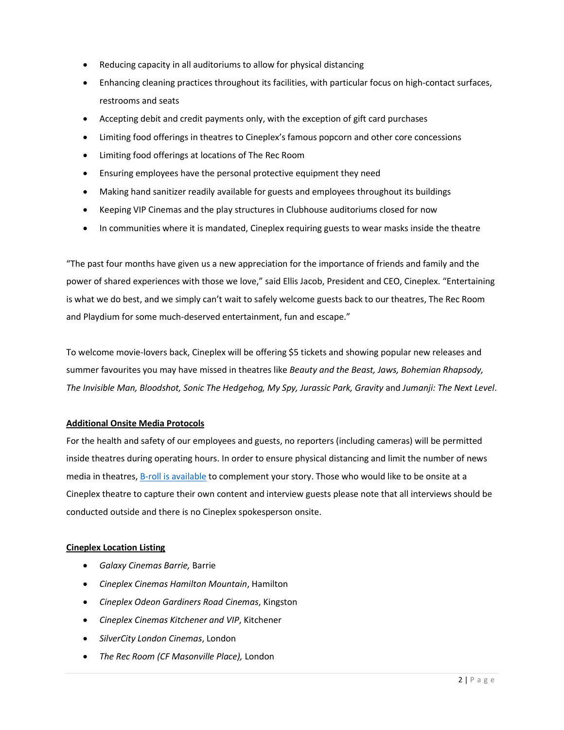- Reducing capacity in all auditoriums to allow for physical distancing
- Enhancing cleaning practices throughout its facilities, with particular focus on high-contact surfaces, restrooms and seats
- Accepting debit and credit payments only, with the exception of gift card purchases
- Limiting food offerings in theatres to Cineplex's famous popcorn and other core concessions
- Limiting food offerings at locations of The Rec Room
- Ensuring employees have the personal protective equipment they need
- Making hand sanitizer readily available for guests and employees throughout its buildings
- Keeping VIP Cinemas and the play structures in Clubhouse auditoriums closed for now
- In communities where it is mandated, Cineplex requiring guests to wear masks inside the theatre

"The past four months have given us a new appreciation for the importance of friends and family and the power of shared experiences with those we love," said Ellis Jacob, President and CEO, Cineplex. "Entertaining is what we do best, and we simply can't wait to safely welcome guests back to our theatres, The Rec Room and Playdium for some much-deserved entertainment, fun and escape."

To welcome movie-lovers back, Cineplex will be offering $5 tickets and showing popular new releases and summer favourites you may have missed in theatres like *Beauty and the Beast, Jaws, Bohemian Rhapsody, The Invisible Man, Bloodshot, Sonic The Hedgehog, My Spy, Jurassic Park, Gravity* and *Jumanji: The Next Level*.

**Additional Onsite Media Protocols**

For the health and safety of our employees and guests, no reporters (including cameras) will be permitted inside theatres during operating hours. In order to ensure physical distancing and limit the number of news media in theatres, B-roll is available to complement your story. Those who would like to be onsite at a Cineplex theatre to capture their own content and interview guests please note that all interviews should be conducted outside and there is no Cineplex spokesperson onsite.

**Cineplex Location Listing**

- *Galaxy Cinemas Barrie,* Barrie
- *Cineplex Cinemas Hamilton Mountain*, Hamilton
- *Cineplex Odeon Gardiners Road Cinemas*, Kingston
- *Cineplex Cinemas Kitchener and VIP*, Kitchener
- *SilverCity London Cinemas*, London
- *The Rec Room (CF Masonville Place),* London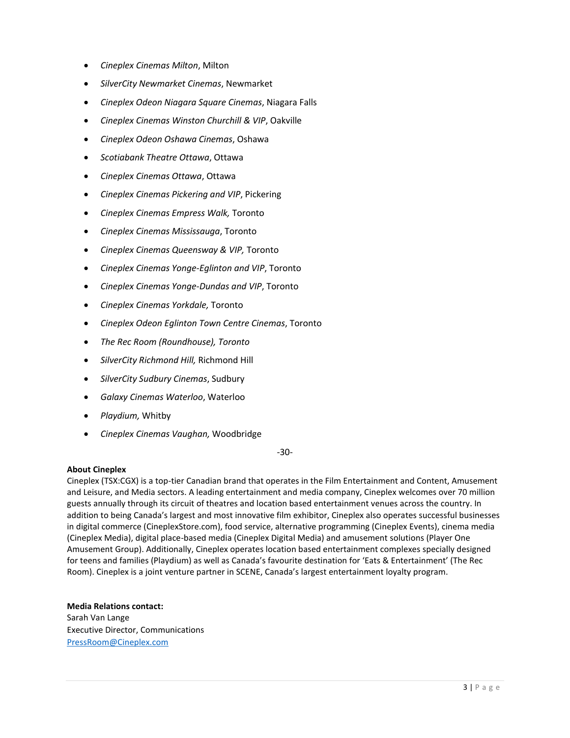- *Cineplex Cinemas Milton*, Milton
- *SilverCity Newmarket Cinemas*, Newmarket
- *Cineplex Odeon Niagara Square Cinemas*, Niagara Falls
- *Cineplex Cinemas Winston Churchill & VIP*, Oakville
- *Cineplex Odeon Oshawa Cinemas*, Oshawa
- *Scotiabank Theatre Ottawa*, Ottawa
- *Cineplex Cinemas Ottawa*, Ottawa
- *Cineplex Cinemas Pickering and VIP*, Pickering
- *Cineplex Cinemas Empress Walk,* Toronto
- *Cineplex Cinemas Mississauga*, Toronto
- *Cineplex Cinemas Queensway & VIP,* Toronto
- *Cineplex Cinemas Yonge-Eglinton and VIP*, Toronto
- *Cineplex Cinemas Yonge-Dundas and VIP*, Toronto
- *Cineplex Cinemas Yorkdale,* Toronto
- *Cineplex Odeon Eglinton Town Centre Cinemas*, Toronto
- *The Rec Room (Roundhouse), Toronto*
- *SilverCity Richmond Hill,* Richmond Hill
- *SilverCity Sudbury Cinemas*, Sudbury
- *Galaxy Cinemas Waterloo*, Waterloo
- *Playdium,* Whitby
- *Cineplex Cinemas Vaughan,* Woodbridge

-30-

**About Cineplex**
Cineplex (TSX:CGX) is a top-tier Canadian brand that operates in the Film Entertainment and Content, Amusement and Leisure, and Media sectors. A leading entertainment and media company, Cineplex welcomes over 70 million guests annually through its circuit of theatres and location based entertainment venues across the country. In addition to being Canada's largest and most innovative film exhibitor, Cineplex also operates successful businesses in digital commerce (CineplexStore.com), food service, alternative programming (Cineplex Events), cinema media (Cineplex Media), digital place-based media (Cineplex Digital Media) and amusement solutions (Player One Amusement Group). Additionally, Cineplex operates location based entertainment complexes specially designed for teens and families (Playdium) as well as Canada's favourite destination for 'Eats & Entertainment' (The Rec Room). Cineplex is a joint venture partner in SCENE, Canada's largest entertainment loyalty program.

**Media Relations contact:**
Sarah Van Lange
Executive Director, Communications
PressRoom@Cineplex.com